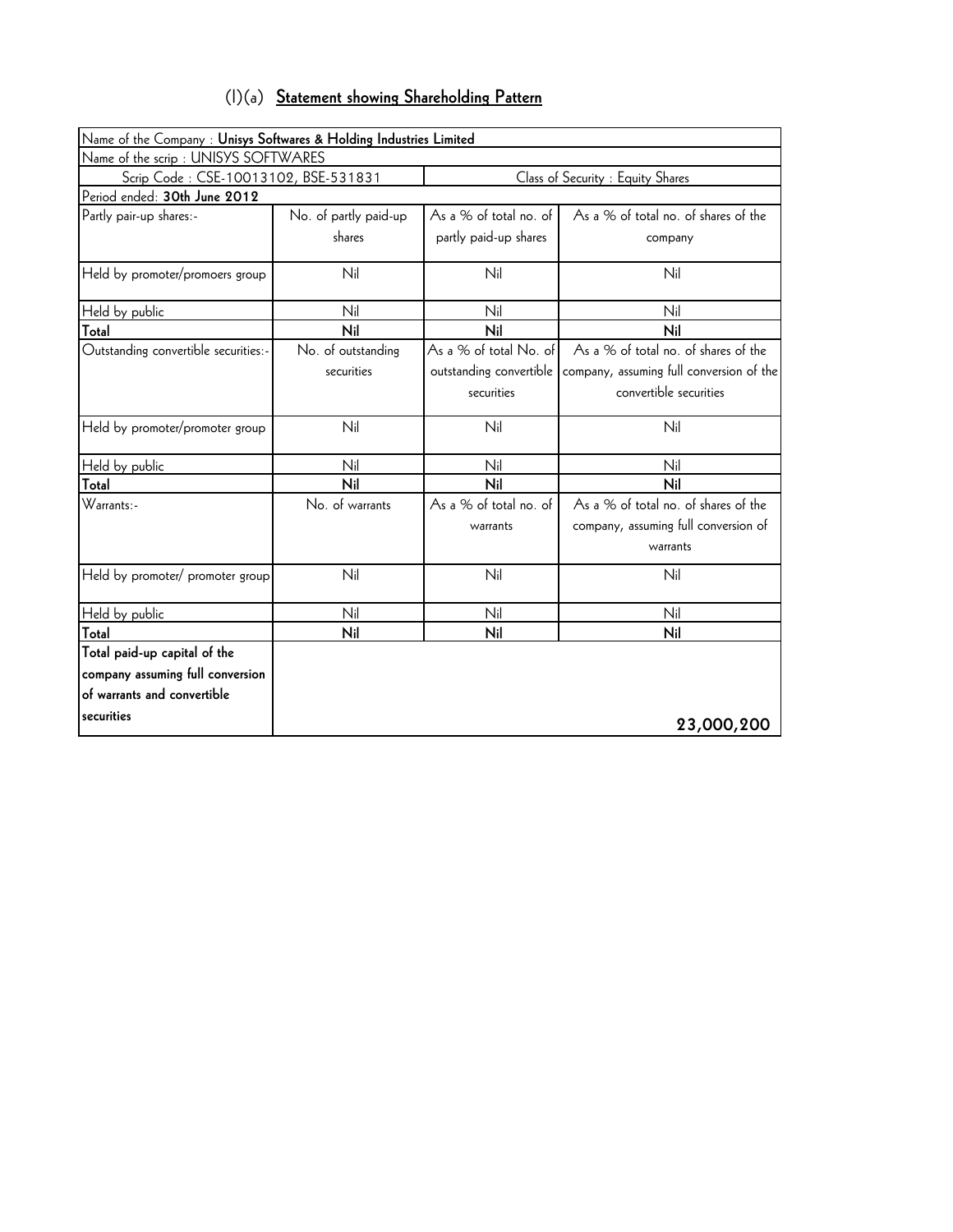# (I)(a) **Statement showing Shareholding Pattern**

| Name of the Company : **Unisys Softwares & Holding Industries Limited** | | | |
|---|---|---|---|
| Name of the scrip : UNISYS SOFTWARES | | | |
| Scrip Code : CSE-10013102, BSE-531831 | | Class of Security : Equity Shares | |
| Period ended: **30th June 2012** | | | |
| Partly pair-up shares:- | No. of partly paid-up shares | As a % of total no. of partly paid-up shares | As a % of total no. of shares of the company |
| Held by promoter/promoers group | Nil | Nil | Nil |
| Held by public | Nil | Nil | Nil |
| **Total** | **Nil** | **Nil** | **Nil** |
| Outstanding convertible securities:- | No. of outstanding securities | As a % of total No. of outstanding convertible securities | As a % of total no. of shares of the company, assuming full conversion of the convertible securities |
| Held by promoter/promoter group | Nil | Nil | Nil |
| Held by public | Nil | Nil | Nil |
| **Total** | **Nil** | **Nil** | **Nil** |
| Warrants:- | No. of warrants | As a % of total no. of warrants | As a % of total no. of shares of the company, assuming full conversion of warrants |
| Held by promoter/ promoter group | Nil | Nil | Nil |
| Held by public | Nil | Nil | Nil |
| **Total** | **Nil** | **Nil** | **Nil** |
| **Total paid-up capital of the company assuming full conversion of warrants and convertible securities** | | | **23,000,200** |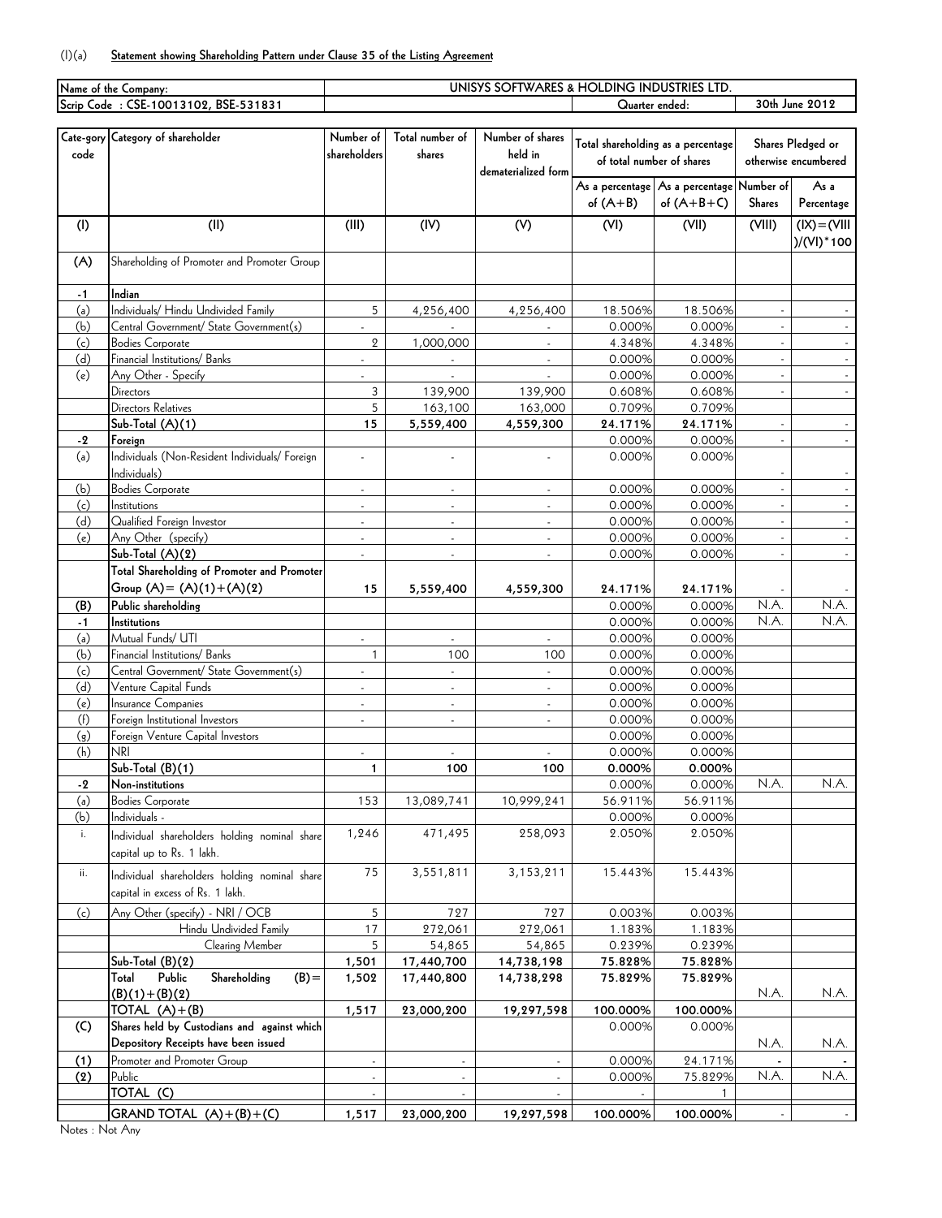(I)(a) **Statement showing Shareholding Pattern under Clause 35 of the Listing Agreement**

| Name of the Company: | UNISYS SOFTWARES & HOLDING INDUSTRIES LTD. | |
|---|---|---|
| Scrip Code : CSE-10013102, BSE-531831 | Quarter ended: | 30th June 2012 |

| Cate-gory code | Category of shareholder | Number of shareholders | Total number of shares | Number of shares held in dematerialized form | Total shareholding as a percentage of total number of shares | | Shares Pledged or otherwise encumbered | |
|---|---|---|---|---|---|---|---|---|
| | | | | | As a percentage of (A+B) | As a percentage of (A+B+C) | Number of Shares | As a Percentage |
| (I) | (II) | (III) | (IV) | (V) | (VI) | (VII) | (VIII) | (IX)=(VIII)/(VI)*100 |
| (A) | Shareholding of Promoter and Promoter Group | | | | | | | |
| -1 | **Indian** | | | | | | | |
| (a) | Individuals/ Hindu Undivided Family | 5 | 4,256,400 | 4,256,400 | 18.506% | 18.506% | - | - |
| (b) | Central Government/ State Government(s) | - | - | - | 0.000% | 0.000% | - | - |
| (c) | Bodies Corporate | 2 | 1,000,000 | - | 4.348% | 4.348% | - | - |
| (d) | Financial Institutions/ Banks | - | - | - | 0.000% | 0.000% | - | - |
| (e) | Any Other - Specify | - | - | - | 0.000% | 0.000% | - | - |
| | Directors | 3 | 139,900 | 139,900 | 0.608% | 0.608% | - | - |
| | Directors Relatives | 5 | 163,100 | 163,000 | 0.709% | 0.709% | | |
| | **Sub-Total (A)(1)** | **15** | **5,559,400** | **4,559,300** | **24.171%** | **24.171%** | - | - |
| -2 | **Foreign** | | | | 0.000% | 0.000% | - | - |
| (a) | Individuals (Non-Resident Individuals/ Foreign Individuals) | - | - | - | 0.000% | 0.000% | - | - |
| (b) | Bodies Corporate | - | - | - | 0.000% | 0.000% | - | - |
| (c) | Institutions | - | - | - | 0.000% | 0.000% | - | - |
| (d) | Qualified Foreign Investor | - | - | - | 0.000% | 0.000% | - | - |
| (e) | Any Other (specify) | - | - | - | 0.000% | 0.000% | - | - |
| | **Sub-Total (A)(2)** | - | - | - | 0.000% | 0.000% | - | - |
| | **Total Shareholding of Promoter and Promoter Group (A)= (A)(1)+(A)(2)** | **15** | **5,559,400** | **4,559,300** | **24.171%** | **24.171%** | - | - |
| **(B)** | **Public shareholding** | | | | 0.000% | 0.000% | N.A. | N.A. |
| -1 | **Institutions** | | | | 0.000% | 0.000% | N.A. | N.A. |
| (a) | Mutual Funds/ UTI | - | - | - | 0.000% | 0.000% | | |
| (b) | Financial Institutions/ Banks | 1 | 100 | 100 | 0.000% | 0.000% | | |
| (c) | Central Government/ State Government(s) | - | - | - | 0.000% | 0.000% | | |
| (d) | Venture Capital Funds | - | - | - | 0.000% | 0.000% | | |
| (e) | Insurance Companies | - | - | - | 0.000% | 0.000% | | |
| (f) | Foreign Institutional Investors | - | - | - | 0.000% | 0.000% | | |
| (g) | Foreign Venture Capital Investors | | | | 0.000% | 0.000% | | |
| (h) | NRI | - | - | - | 0.000% | 0.000% | | |
| | **Sub-Total (B)(1)** | **1** | **100** | **100** | **0.000%** | **0.000%** | | |
| -2 | **Non-institutions** | | | | 0.000% | 0.000% | N.A. | N.A. |
| (a) | Bodies Corporate | 153 | 13,089,741 | 10,999,241 | 56.911% | 56.911% | | |
| (b) | Individuals - | | | | 0.000% | 0.000% | | |
| i. | Individual shareholders holding nominal share capital up to Rs. 1 lakh. | 1,246 | 471,495 | 258,093 | 2.050% | 2.050% | | |
| ii. | Individual shareholders holding nominal share capital in excess of Rs. 1 lakh. | 75 | 3,551,811 | 3,153,211 | 15.443% | 15.443% | | |
| (c) | Any Other (specify) - NRI / OCB | 5 | 727 | 727 | 0.003% | 0.003% | | |
| | Hindu Undivided Family | 17 | 272,061 | 272,061 | 1.183% | 1.183% | | |
| | Clearing Member | 5 | 54,865 | 54,865 | 0.239% | 0.239% | | |
| | **Sub-Total (B)(2)** | **1,501** | **17,440,700** | **14,738,198** | **75.828%** | **75.828%** | | |
| | **Total Public Shareholding (B)= (B)(1)+(B)(2)** | **1,502** | **17,440,800** | **14,738,298** | **75.829%** | **75.829%** | N.A. | N.A. |
| | **TOTAL (A)+(B)** | **1,517** | **23,000,200** | **19,297,598** | **100.000%** | **100.000%** | | |
| **(C)** | **Shares held by Custodians and against which Depository Receipts have been issued** | | | | 0.000% | 0.000% | N.A. | N.A. |
| **(1)** | Promoter and Promoter Group | - | - | - | 0.000% | 24.171% | - | - |
| **(2)** | Public | - | - | - | 0.000% | 75.829% | N.A. | N.A. |
| | **TOTAL (C)** | - | - | - | - | 1 | | |
| | **GRAND TOTAL (A)+(B)+(C)** | **1,517** | **23,000,200** | **19,297,598** | **100.000%** | **100.000%** | - | - |

Notes : Not Any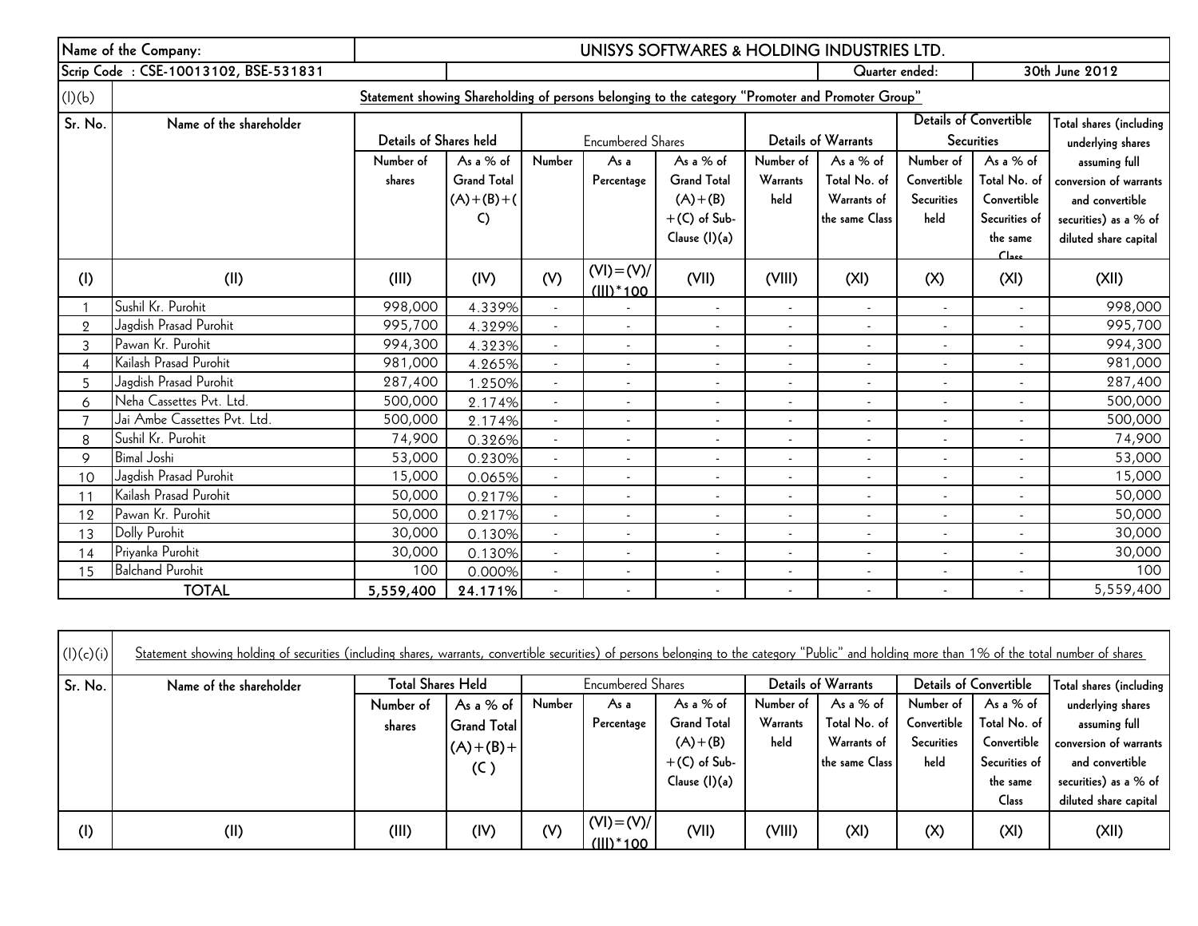| Name of the Company: | | UNISYS SOFTWARES & HOLDING INDUSTRIES LTD. | | | | | | | | | |
|---|---|---|---|---|---|---|---|---|---|---|---|
| Scrip Code : CSE-10013102, BSE-531831 | | | | | | | | Quarter ended: | | 30th June 2012 | |

**(I)(b) Statement showing Shareholding of persons belonging to the category "Promoter and Promoter Group"**

| Sr. No. | Name of the shareholder | Details of Shares held | | Encumbered Shares | | | Details of Warrants | | Details of Convertible Securities | | Total shares (including underlying shares assuming full conversion of warrants and convertible securities) as a % of diluted share capital |
|---|---|---|---|---|---|---|---|---|---|---|---|
| | | Number of shares | As a % of Grand Total (A)+(B)+(C) | Number | As a Percentage | As a % of Grand Total (A)+(B)+(C) of Sub-Clause (I)(a) | Number of Warrants held | As a % of Total No. of Warrants of the same Class | Number of Convertible Securities held | As a % of Total No. of Convertible Securities of the same Class | |
| (I) | (II) | (III) | (IV) | (V) | (VI)=(V)/(III)*100 | (VII) | (VIII) | (XI) | (X) | (XI) | (XII) |
| 1 | Sushil Kr. Purohit | 998,000 | 4.339% | - | - | - | - | - | - | - | 998,000 |
| 2 | Jagdish Prasad Purohit | 995,700 | 4.329% | - | - | - | - | - | - | - | 995,700 |
| 3 | Pawan Kr. Purohit | 994,300 | 4.323% | - | - | - | - | - | - | - | 994,300 |
| 4 | Kailash Prasad Purohit | 981,000 | 4.265% | - | - | - | - | - | - | - | 981,000 |
| 5 | Jagdish Prasad Purohit | 287,400 | 1.250% | - | - | - | - | - | - | - | 287,400 |
| 6 | Neha Cassettes Pvt. Ltd. | 500,000 | 2.174% | - | - | - | - | - | - | - | 500,000 |
| 7 | Jai Ambe Cassettes Pvt. Ltd. | 500,000 | 2.174% | - | - | - | - | - | - | - | 500,000 |
| 8 | Sushil Kr. Purohit | 74,900 | 0.326% | - | - | - | - | - | - | - | 74,900 |
| 9 | Bimal Joshi | 53,000 | 0.230% | - | - | - | - | - | - | - | 53,000 |
| 10 | Jagdish Prasad Purohit | 15,000 | 0.065% | - | - | - | - | - | - | - | 15,000 |
| 11 | Kailash Prasad Purohit | 50,000 | 0.217% | - | - | - | - | - | - | - | 50,000 |
| 12 | Pawan Kr. Purohit | 50,000 | 0.217% | - | - | - | - | - | - | - | 50,000 |
| 13 | Dolly Purohit | 30,000 | 0.130% | - | - | - | - | - | - | - | 30,000 |
| 14 | Priyanka Purohit | 30,000 | 0.130% | - | - | - | - | - | - | - | 30,000 |
| 15 | Balchand Purohit | 100 | 0.000% | - | - | - | - | - | - | - | 100 |
| | **TOTAL** | **5,559,400** | **24.171%** | - | - | - | - | - | - | - | 5,559,400 |

**(I)(c)(i) Statement showing holding of securities (including shares, warrants, convertible securities) of persons belonging to the category "Public" and holding more than 1% of the total number of shares**

| Sr. No. | Name of the shareholder | Total Shares Held | | Encumbered Shares | | | Details of Warrants | | Details of Convertible | | Total shares (including underlying shares assuming full conversion of warrants and convertible securities) as a % of diluted share capital |
|---|---|---|---|---|---|---|---|---|---|---|---|
| | | Number of shares | As a % of Grand Total (A)+(B)+(C) | Number | As a Percentage | As a % of Grand Total (A)+(B)+(C) of Sub-Clause (I)(a) | Number of Warrants held | As a % of Total No. of Warrants of the same Class | Number of Convertible Securities held | As a % of Total No. of Convertible Securities of the same Class | |
| (I) | (II) | (III) | (IV) | (V) | (VI)=(V)/(III)*100 | (VII) | (VIII) | (XI) | (X) | (XI) | (XII) |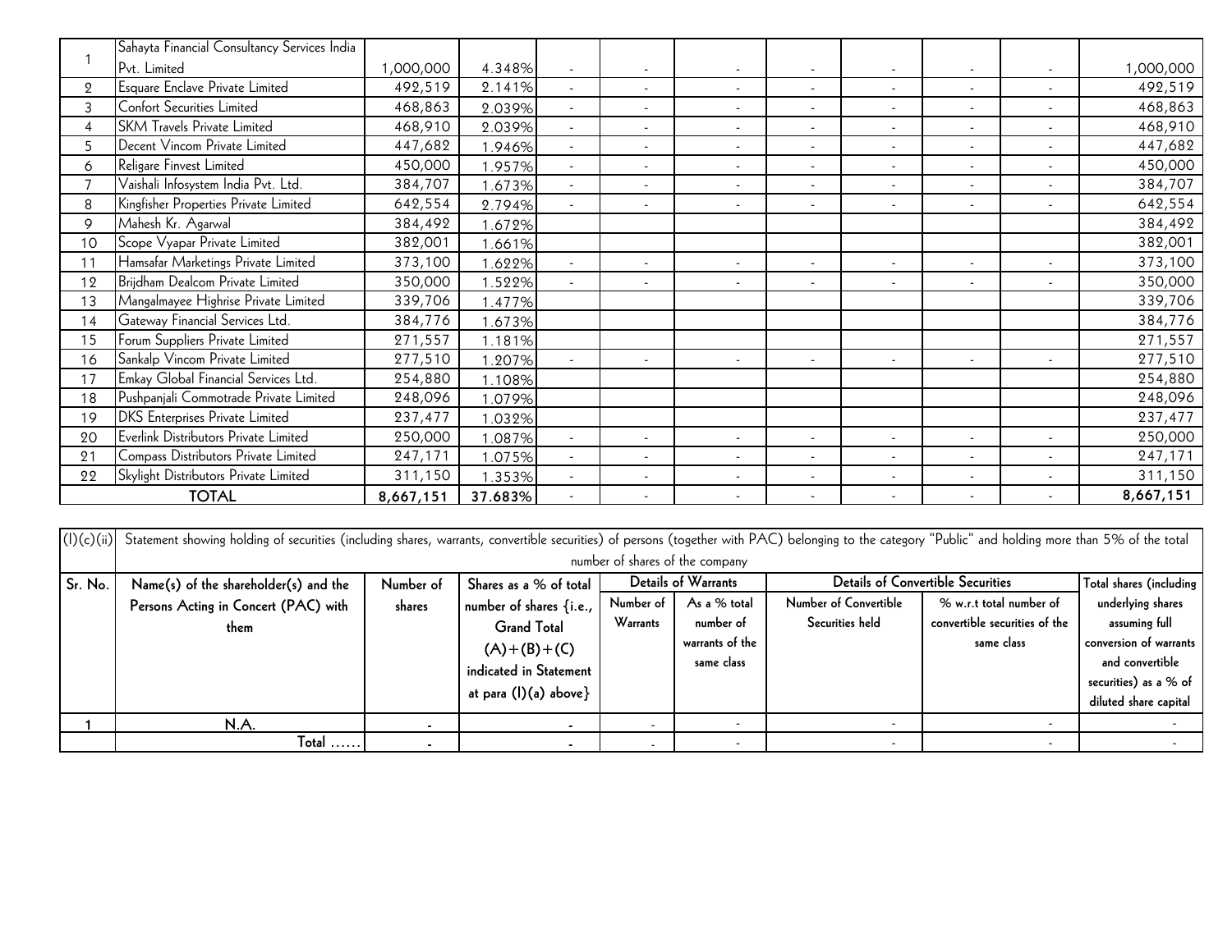| | | | | | | | | | | | |
|---|---|---|---|---|---|---|---|---|---|---|---|
| 1 | Sahayta Financial Consultancy Services India Pvt. Limited | 1,000,000 | 4.348% | - | - | - | - | - | - | - | 1,000,000 |
| 2 | Esquare Enclave Private Limited | 492,519 | 2.141% | - | - | - | - | - | - | - | 492,519 |
| 3 | Confort Securities Limited | 468,863 | 2.039% | - | - | - | - | - | - | - | 468,863 |
| 4 | SKM Travels Private Limited | 468,910 | 2.039% | - | - | - | - | - | - | - | 468,910 |
| 5 | Decent Vincom Private Limited | 447,682 | 1.946% | - | - | - | - | - | - | - | 447,682 |
| 6 | Religare Finvest Limited | 450,000 | 1.957% | - | - | - | - | - | - | - | 450,000 |
| 7 | Vaishali Infosystem India Pvt. Ltd. | 384,707 | 1.673% | - | - | - | - | - | - | - | 384,707 |
| 8 | Kingfisher Properties Private Limited | 642,554 | 2.794% | - | - | - | - | - | - | - | 642,554 |
| 9 | Mahesh Kr. Agarwal | 384,492 | 1.672% | | | | | | | | 384,492 |
| 10 | Scope Vyapar Private Limited | 382,001 | 1.661% | | | | | | | | 382,001 |
| 11 | Hamsafar Marketings Private Limited | 373,100 | 1.622% | - | - | - | - | - | - | - | 373,100 |
| 12 | Brijdham Dealcom Private Limited | 350,000 | 1.522% | - | - | - | - | - | - | - | 350,000 |
| 13 | Mangalmayee Highrise Private Limited | 339,706 | 1.477% | | | | | | | | 339,706 |
| 14 | Gateway Financial Services Ltd. | 384,776 | 1.673% | | | | | | | | 384,776 |
| 15 | Forum Suppliers Private Limited | 271,557 | 1.181% | | | | | | | | 271,557 |
| 16 | Sankalp Vincom Private Limited | 277,510 | 1.207% | - | - | - | - | - | - | - | 277,510 |
| 17 | Emkay Global Financial Services Ltd. | 254,880 | 1.108% | | | | | | | | 254,880 |
| 18 | Pushpanjali Commotrade Private Limited | 248,096 | 1.079% | | | | | | | | 248,096 |
| 19 | DKS Enterprises Private Limited | 237,477 | 1.032% | | | | | | | | 237,477 |
| 20 | Everlink Distributors Private Limited | 250,000 | 1.087% | - | - | - | - | - | - | - | 250,000 |
| 21 | Compass Distributors Private Limited | 247,171 | 1.075% | - | - | - | - | - | - | - | 247,171 |
| 22 | Skylight Distributors Private Limited | 311,150 | 1.353% | - | - | - | - | - | - | - | 311,150 |
| | **TOTAL** | **8,667,151** | **37.683%** | - | - | - | - | - | - | - | **8,667,151** |

(I)(c)(ii) Statement showing holding of securities (including shares, warrants, convertible securities) of persons (together with PAC) belonging to the category "Public" and holding more than 5% of the total number of shares of the company

| Sr. No. | Name(s) of the shareholder(s) and the Persons Acting in Concert (PAC) with them | Number of shares | Shares as a % of total number of shares {i.e., Grand Total (A)+(B)+(C) indicated in Statement at para (I)(a) above} | Details of Warrants | | Details of Convertible Securities | | Total shares (including underlying shares assuming full conversion of warrants and convertible securities) as a % of diluted share capital |
|---|---|---|---|---|---|---|---|---|
| | | | | Number of Warrants | As a % total number of warrants of the same class | Number of Convertible Securities held | % w.r.t total number of convertible securities of the same class | |
| **1** | N.A. | - | - | - | - | - | - | - |
| | Total ...... | - | - | - | - | - | - | - |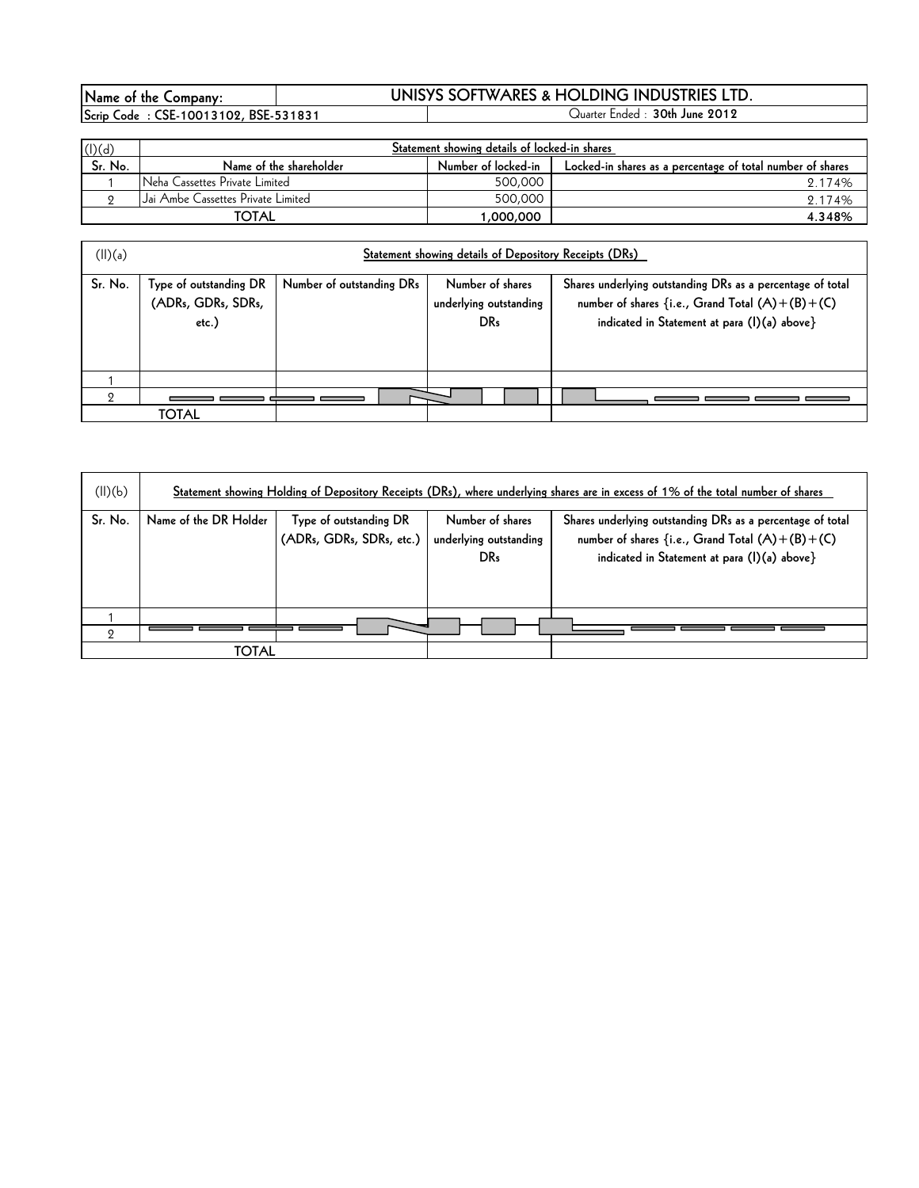| Name of the Company: | UNISYS SOFTWARES & HOLDING INDUSTRIES LTD. |
| --- | --- |
| Scrip Code : CSE-10013102, BSE-531831 | Quarter Ended : **30th June 2012** |

| (I)(d) | Statement showing details of locked-in shares | | |
| --- | --- | --- | --- |
| Sr. No. | Name of the shareholder | Number of locked-in | Locked-in shares as a percentage of total number of shares |
| 1 | Neha Cassettes Private Limited | 500,000 | 2.174% |
| 2 | Jai Ambe Cassettes Private Limited | 500,000 | 2.174% |
| | TOTAL | 1,000,000 | 4.348% |

| (II)(a) | Statement showing details of Depository Receipts (DRs) | | | |
| --- | --- | --- | --- | --- |
| Sr. No. | Type of outstanding DR (ADRs, GDRs, SDRs, etc.) | Number of outstanding DRs | Number of shares underlying outstanding DRs | Shares underlying outstanding DRs as a percentage of total number of shares {i.e., Grand Total (A)+(B)+(C) indicated in Statement at para (I)(a) above} |
| 1 | | | | |
| 2 | | | | |
| | TOTAL | | | |

| (II)(b) | Statement showing Holding of Depository Receipts (DRs), where underlying shares are in excess of 1% of the total number of shares | | | |
| --- | --- | --- | --- | --- |
| Sr. No. | Name of the DR Holder | Type of outstanding DR (ADRs, GDRs, SDRs, etc.) | Number of shares underlying outstanding DRs | Shares underlying outstanding DRs as a percentage of total number of shares {i.e., Grand Total (A)+(B)+(C) indicated in Statement at para (I)(a) above} |
| 1 | | | | |
| 2 | | | | |
| | TOTAL | | | |